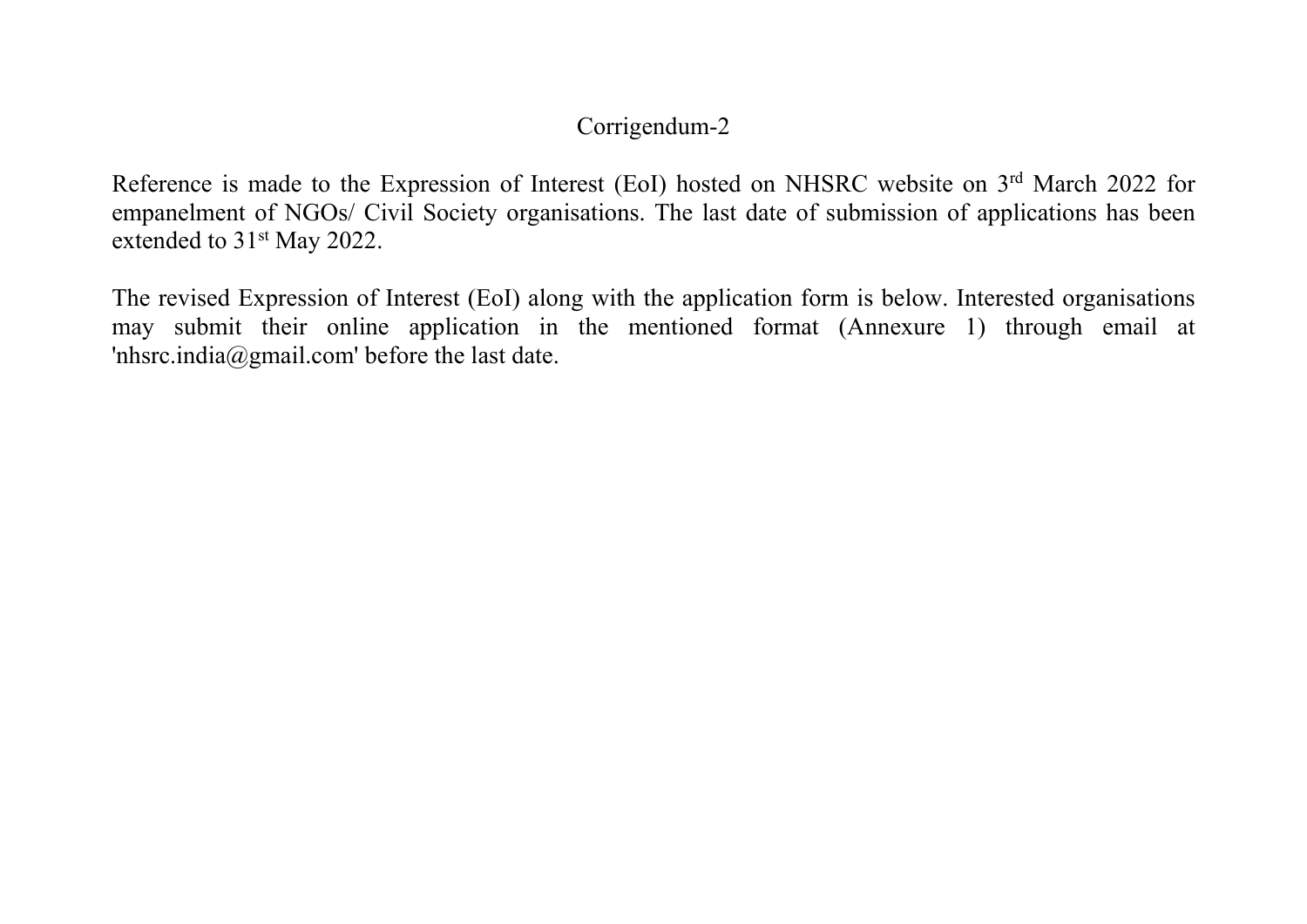# Corrigendum-2

Reference is made to the Expression of Interest (EoI) hosted on NHSRC website on 3rd March 2022 for empanelment of NGOs/ Civil Society organisations. The last date of submission of applications has been extended to 31st May 2022.

The revised Expression of Interest (EoI) along with the application form is below. Interested organisations may submit their online application in the mentioned format (Annexure 1) through email at 'nhsrc.india@gmail.com' before the last date.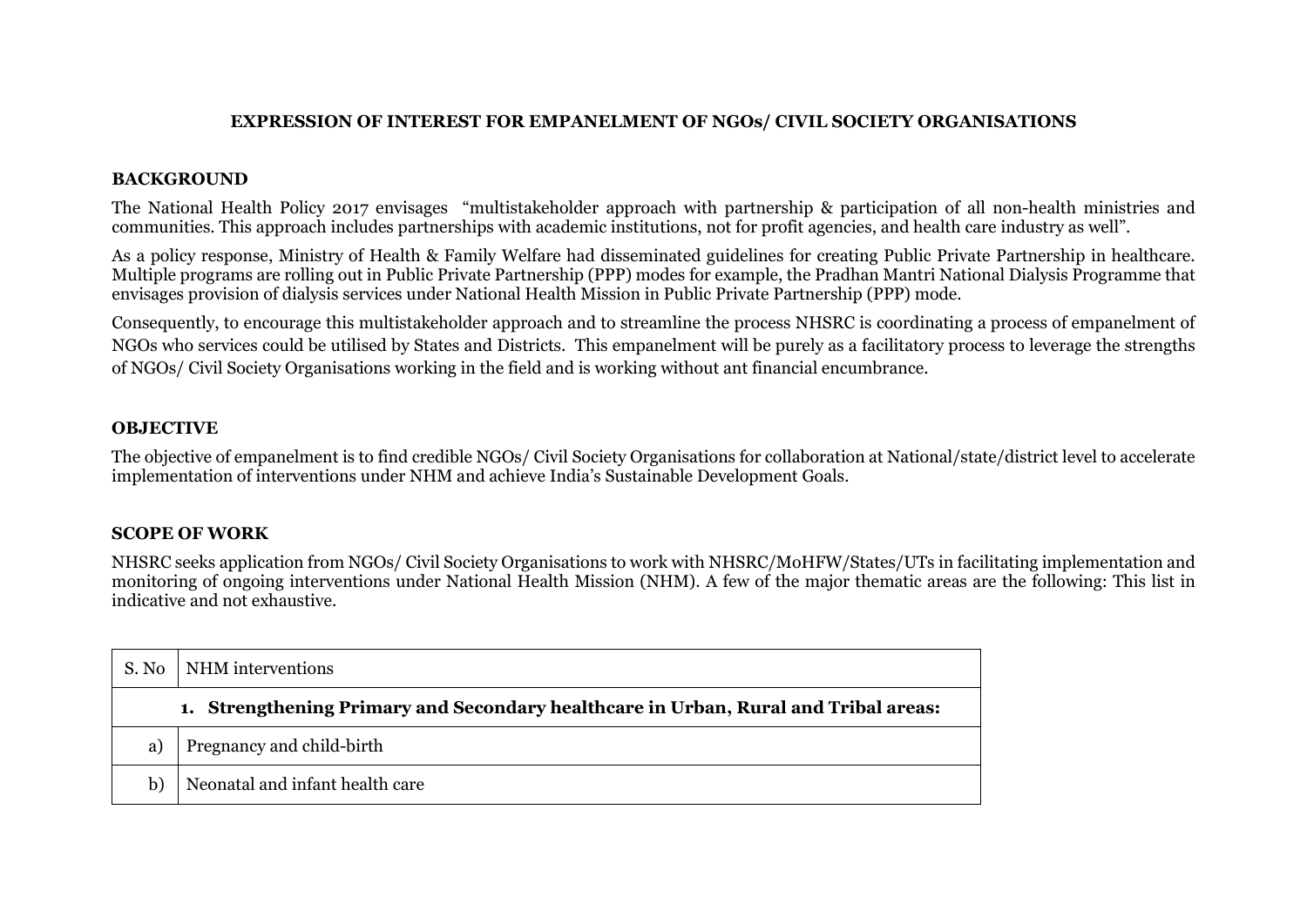**EXPRESSION OF INTEREST FOR EMPANELMENT OF NGOs/ CIVIL SOCIETY ORGANISATIONS**

**BACKGROUND**

The National Health Policy 2017 envisages "multistakeholder approach with partnership & participation of all non-health ministries and communities. This approach includes partnerships with academic institutions, not for profit agencies, and health care industry as well".

As a policy response, Ministry of Health & Family Welfare had disseminated guidelines for creating Public Private Partnership in healthcare. Multiple programs are rolling out in Public Private Partnership (PPP) modes for example, the Pradhan Mantri National Dialysis Programme that envisages provision of dialysis services under National Health Mission in Public Private Partnership (PPP) mode.

Consequently, to encourage this multistakeholder approach and to streamline the process NHSRC is coordinating a process of empanelment of NGOs who services could be utilised by States and Districts. This empanelment will be purely as a facilitatory process to leverage the strengths of NGOs/ Civil Society Organisations working in the field and is working without ant financial encumbrance.

**OBJECTIVE**

The objective of empanelment is to find credible NGOs/ Civil Society Organisations for collaboration at National/state/district level to accelerate implementation of interventions under NHM and achieve India's Sustainable Development Goals.

**SCOPE OF WORK**

NHSRC seeks application from NGOs/ Civil Society Organisations to work with NHSRC/MoHFW/States/UTs in facilitating implementation and monitoring of ongoing interventions under National Health Mission (NHM). A few of the major thematic areas are the following: This list in indicative and not exhaustive.

| S. No | NHM interventions |
|---|---|
| | **1. Strengthening Primary and Secondary healthcare in Urban, Rural and Tribal areas:** |
| a) | Pregnancy and child-birth |
| b) | Neonatal and infant health care |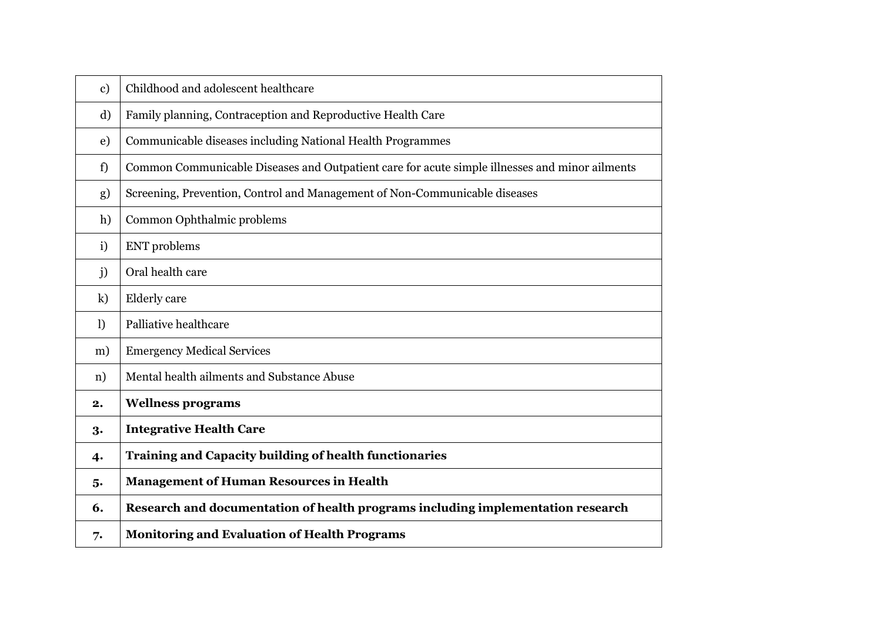| | |
|---|---|
| c) | Childhood and adolescent healthcare |
| d) | Family planning, Contraception and Reproductive Health Care |
| e) | Communicable diseases including National Health Programmes |
| f) | Common Communicable Diseases and Outpatient care for acute simple illnesses and minor ailments |
| g) | Screening, Prevention, Control and Management of Non-Communicable diseases |
| h) | Common Ophthalmic problems |
| i) | ENT problems |
| j) | Oral health care |
| k) | Elderly care |
| l) | Palliative healthcare |
| m) | Emergency Medical Services |
| n) | Mental health ailments and Substance Abuse |
| **2.** | **Wellness programs** |
| **3.** | **Integrative Health Care** |
| **4.** | **Training and Capacity building of health functionaries** |
| **5.** | **Management of Human Resources in Health** |
| **6.** | **Research and documentation of health programs including implementation research** |
| **7.** | **Monitoring and Evaluation of Health Programs** |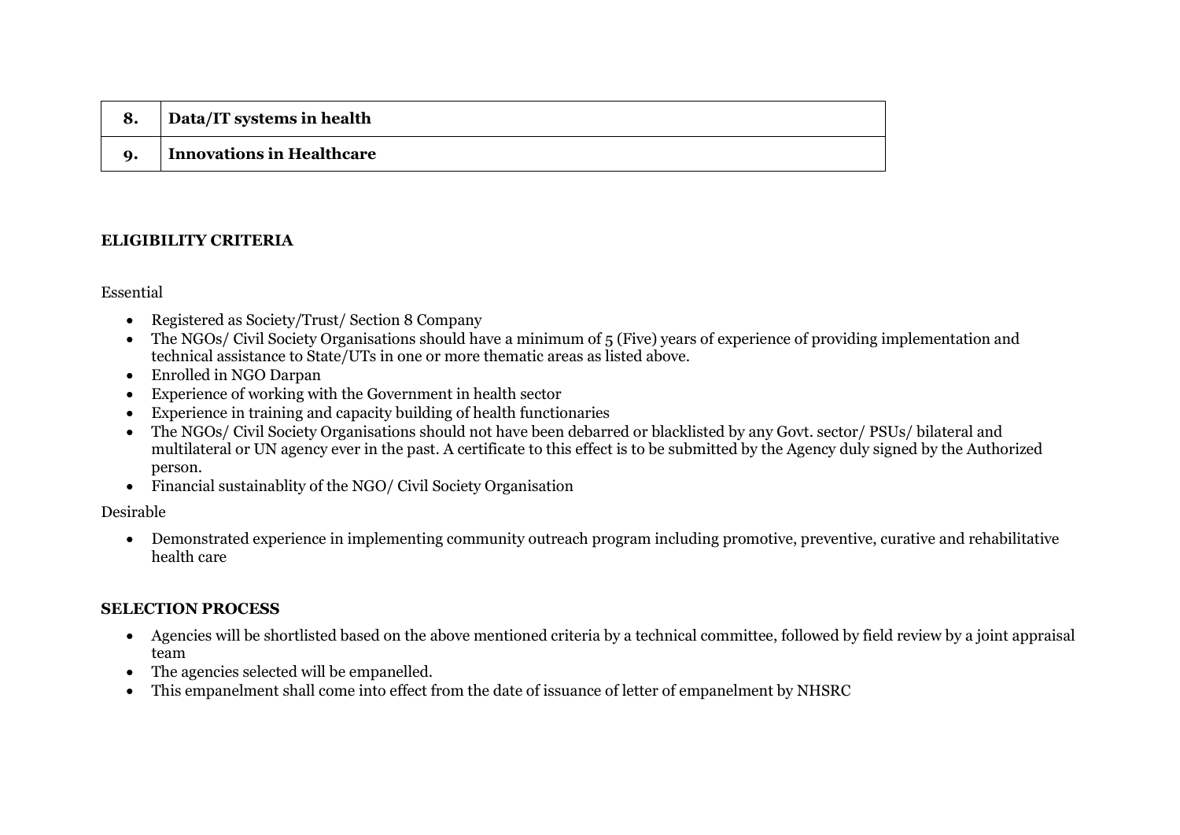| 8. | Data/IT systems in health |
|---|---|
| 9. | Innovations in Healthcare |

**ELIGIBILITY CRITERIA**

Essential

- Registered as Society/Trust/ Section 8 Company
- The NGOs/ Civil Society Organisations should have a minimum of 5 (Five) years of experience of providing implementation and technical assistance to State/UTs in one or more thematic areas as listed above.
- Enrolled in NGO Darpan
- Experience of working with the Government in health sector
- Experience in training and capacity building of health functionaries
- The NGOs/ Civil Society Organisations should not have been debarred or blacklisted by any Govt. sector/ PSUs/ bilateral and multilateral or UN agency ever in the past. A certificate to this effect is to be submitted by the Agency duly signed by the Authorized person.
- Financial sustainablity of the NGO/ Civil Society Organisation

Desirable

- Demonstrated experience in implementing community outreach program including promotive, preventive, curative and rehabilitative health care

**SELECTION PROCESS**

- Agencies will be shortlisted based on the above mentioned criteria by a technical committee, followed by field review by a joint appraisal team
- The agencies selected will be empanelled.
- This empanelment shall come into effect from the date of issuance of letter of empanelment by NHSRC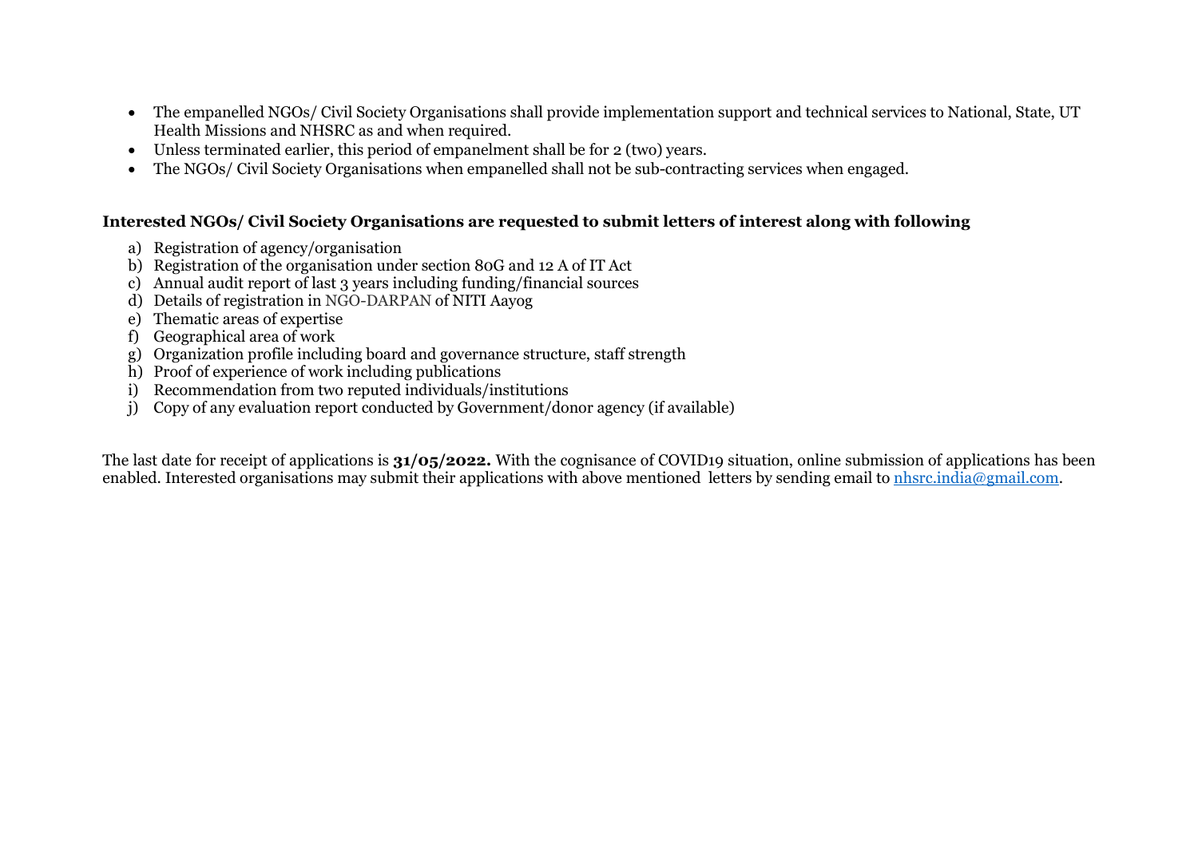- The empanelled NGOs/ Civil Society Organisations shall provide implementation support and technical services to National, State, UT Health Missions and NHSRC as and when required.
- Unless terminated earlier, this period of empanelment shall be for 2 (two) years.
- The NGOs/ Civil Society Organisations when empanelled shall not be sub-contracting services when engaged.

**Interested NGOs/ Civil Society Organisations are requested to submit letters of interest along with following**

a) Registration of agency/organisation
b) Registration of the organisation under section 80G and 12 A of IT Act
c) Annual audit report of last 3 years including funding/financial sources
d) Details of registration in NGO-DARPAN of NITI Aayog
e) Thematic areas of expertise
f) Geographical area of work
g) Organization profile including board and governance structure, staff strength
h) Proof of experience of work including publications
i) Recommendation from two reputed individuals/institutions
j) Copy of any evaluation report conducted by Government/donor agency (if available)

The last date for receipt of applications is **31/05/2022.** With the cognisance of COVID19 situation, online submission of applications has been enabled. Interested organisations may submit their applications with above mentioned letters by sending email to nhsrc.india@gmail.com.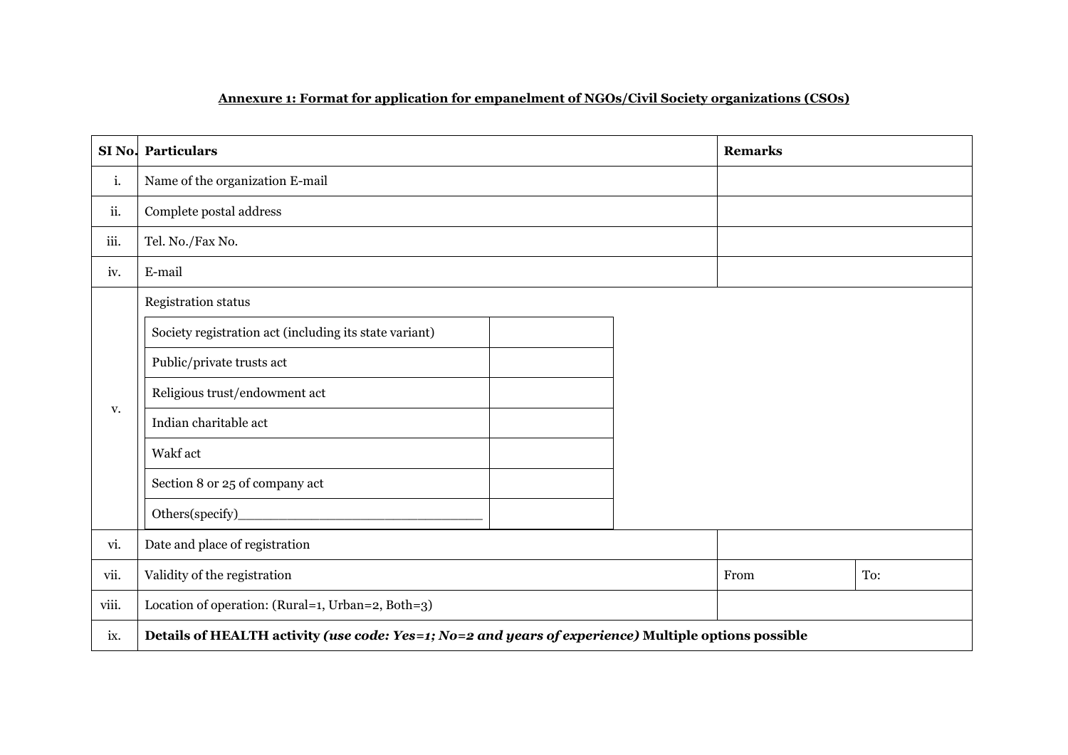**<u>Annexure 1: Format for application for empanelment of NGOs/Civil Society organizations (CSOs)</u>**

| SI No. | Particulars | Remarks | |
|---|---|---|---|
| i. | Name of the organization E-mail | | |
| ii. | Complete postal address | | |
| iii. | Tel. No./Fax No. | | |
| iv. | E-mail | | |
| v. | Registration status | | |
| | Society registration act (including its state variant) | | |
| | Public/private trusts act | | |
| | Religious trust/endowment act | | |
| | Indian charitable act | | |
| | Wakf act | | |
| | Section 8 or 25 of company act | | |
| | Others(specify)______________________________ | | |
| vi. | Date and place of registration | | |
| vii. | Validity of the registration | From | To: |
| viii. | Location of operation: (Rural=1, Urban=2, Both=3) | | |
| ix. | **Details of HEALTH activity** ***(use code: Yes=1; No=2 and years of experience)*** **Multiple options possible** | | |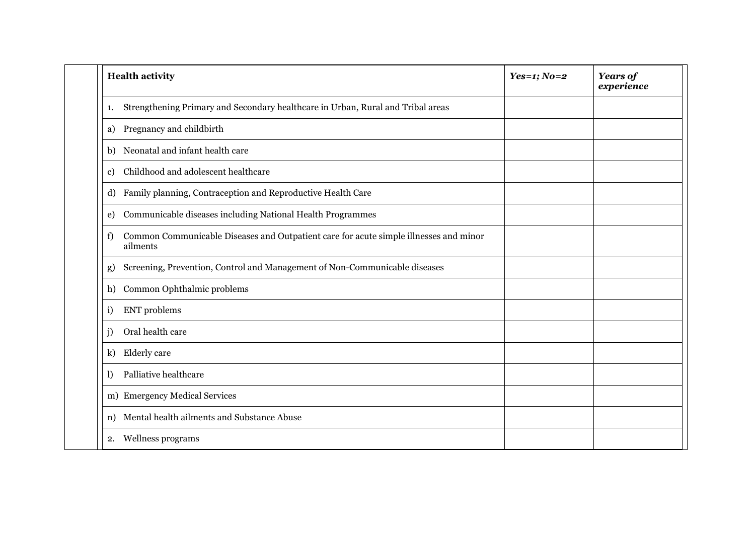| **Health activity** | ***Yes=1; No=2*** | ***Years of experience*** |
|---|---|---|
| 1. Strengthening Primary and Secondary healthcare in Urban, Rural and Tribal areas | | |
| a) Pregnancy and childbirth | | |
| b) Neonatal and infant health care | | |
| c) Childhood and adolescent healthcare | | |
| d) Family planning, Contraception and Reproductive Health Care | | |
| e) Communicable diseases including National Health Programmes | | |
| f) Common Communicable Diseases and Outpatient care for acute simple illnesses and minor ailments | | |
| g) Screening, Prevention, Control and Management of Non-Communicable diseases | | |
| h) Common Ophthalmic problems | | |
| i) ENT problems | | |
| j) Oral health care | | |
| k) Elderly care | | |
| l) Palliative healthcare | | |
| m) Emergency Medical Services | | |
| n) Mental health ailments and Substance Abuse | | |
| 2. Wellness programs | | |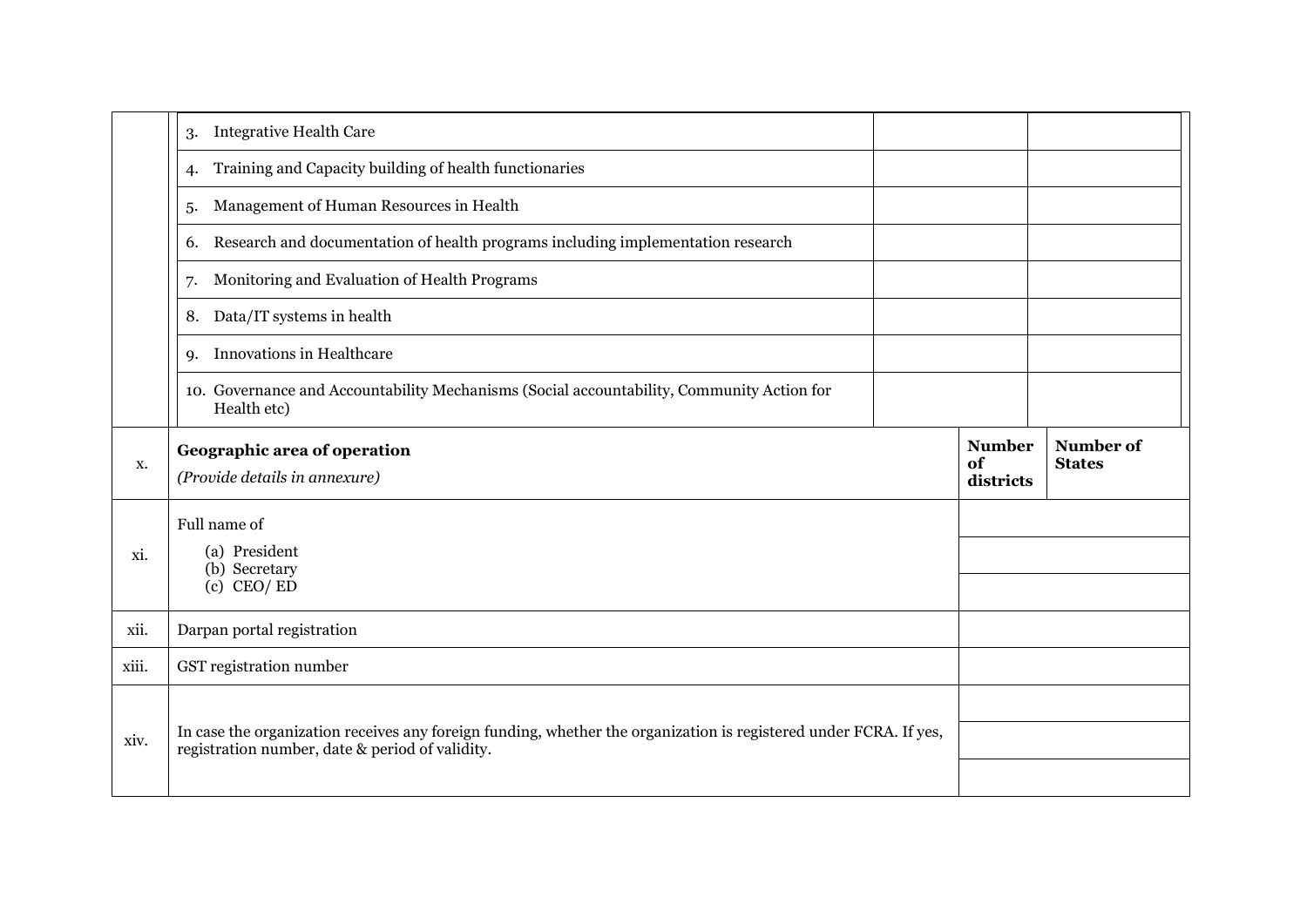| | | | |
|---|---|---|---|
| | 3. Integrative Health Care | | |
| | 4. Training and Capacity building of health functionaries | | |
| | 5. Management of Human Resources in Health | | |
| | 6. Research and documentation of health programs including implementation research | | |
| | 7. Monitoring and Evaluation of Health Programs | | |
| | 8. Data/IT systems in health | | |
| | 9. Innovations in Healthcare | | |
| | 10. Governance and Accountability Mechanisms (Social accountability, Community Action for Health etc) | | |
| x. | **Geographic area of operation** *(Provide details in annexure)* | **Number of districts** | **Number of States** |
| xi. | Full name of (a) President (b) Secretary (c) CEO/ ED | | |
| xii. | Darpan portal registration | | |
| xiii. | GST registration number | | |
| xiv. | In case the organization receives any foreign funding, whether the organization is registered under FCRA. If yes, registration number, date & period of validity. | | |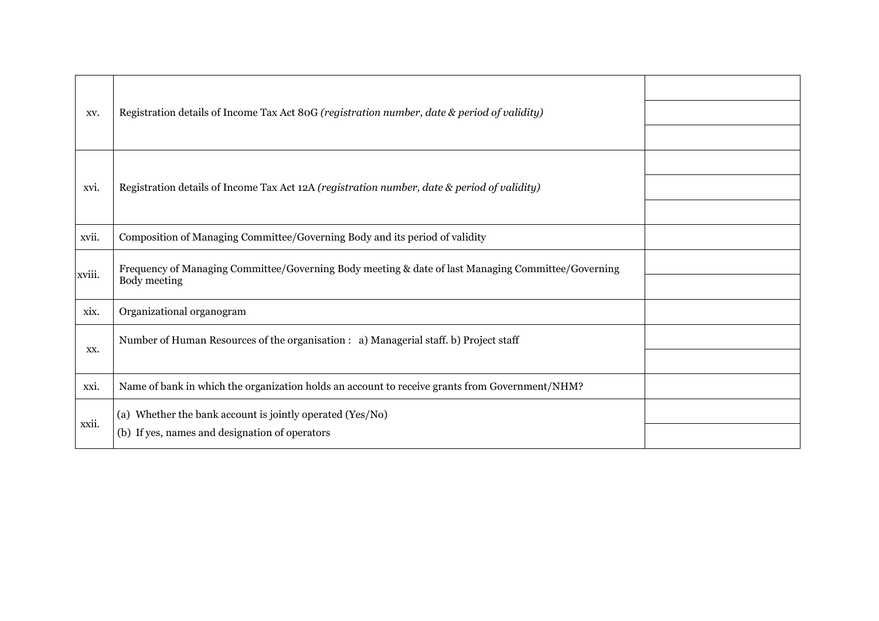| | | |
|---|---|---|
| xv. | Registration details of Income Tax Act 80G *(registration number, date & period of validity)* | |
| | | |
| | | |
| xvi. | Registration details of Income Tax Act 12A *(registration number, date & period of validity)* | |
| | | |
| | | |
| xvii. | Composition of Managing Committee/Governing Body and its period of validity | |
| xviii. | Frequency of Managing Committee/Governing Body meeting & date of last Managing Committee/Governing Body meeting | |
| | | |
| xix. | Organizational organogram | |
| xx. | Number of Human Resources of the organisation : a) Managerial staff. b) Project staff | |
| | | |
| xxi. | Name of bank in which the organization holds an account to receive grants from Government/NHM? | |
| xxii. | (a) Whether the bank account is jointly operated (Yes/No) | |
| | (b) If yes, names and designation of operators | |